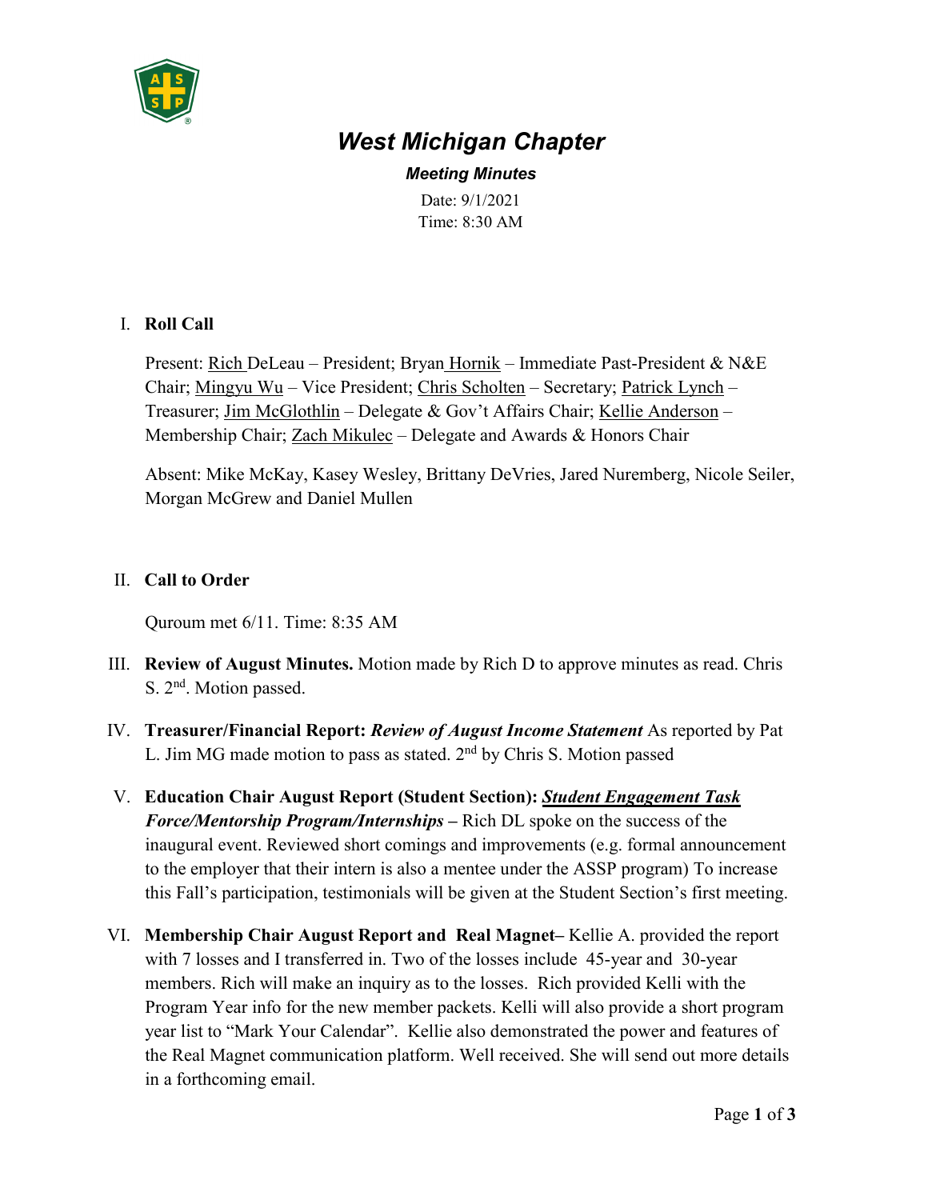# West Michigan Chapter

***Meeting Minutes***

Date: 9/1/2021
Time: 8:30 AM

I. **Roll Call**

Present: Rich DeLeau – President; Bryan Hornik – Immediate Past-President & N&E Chair; Mingyu Wu – Vice President; Chris Scholten – Secretary; Patrick Lynch – Treasurer; Jim McGlothlin – Delegate & Gov't Affairs Chair; Kellie Anderson – Membership Chair; Zach Mikulec – Delegate and Awards & Honors Chair

Absent: Mike McKay, Kasey Wesley, Brittany DeVries, Jared Nuremberg, Nicole Seiler, Morgan McGrew and Daniel Mullen

II. **Call to Order**

Quroum met 6/11. Time: 8:35 AM

III. **Review of August Minutes.** Motion made by Rich D to approve minutes as read. Chris S. 2nd. Motion passed.

IV. **Treasurer/Financial Report:** ***Review of August Income Statement*** As reported by Pat L. Jim MG made motion to pass as stated. 2nd by Chris S. Motion passed

V. **Education Chair August Report (Student Section):** ***Student Engagement Task Force/Mentorship Program/Internships*** **–** Rich DL spoke on the success of the inaugural event. Reviewed short comings and improvements (e.g. formal announcement to the employer that their intern is also a mentee under the ASSP program) To increase this Fall's participation, testimonials will be given at the Student Section's first meeting.

VI. **Membership Chair August Report and Real Magnet–** Kellie A. provided the report with 7 losses and I transferred in. Two of the losses include 45-year and 30-year members. Rich will make an inquiry as to the losses. Rich provided Kelli with the Program Year info for the new member packets. Kelli will also provide a short program year list to "Mark Your Calendar". Kellie also demonstrated the power and features of the Real Magnet communication platform. Well received. She will send out more details in a forthcoming email.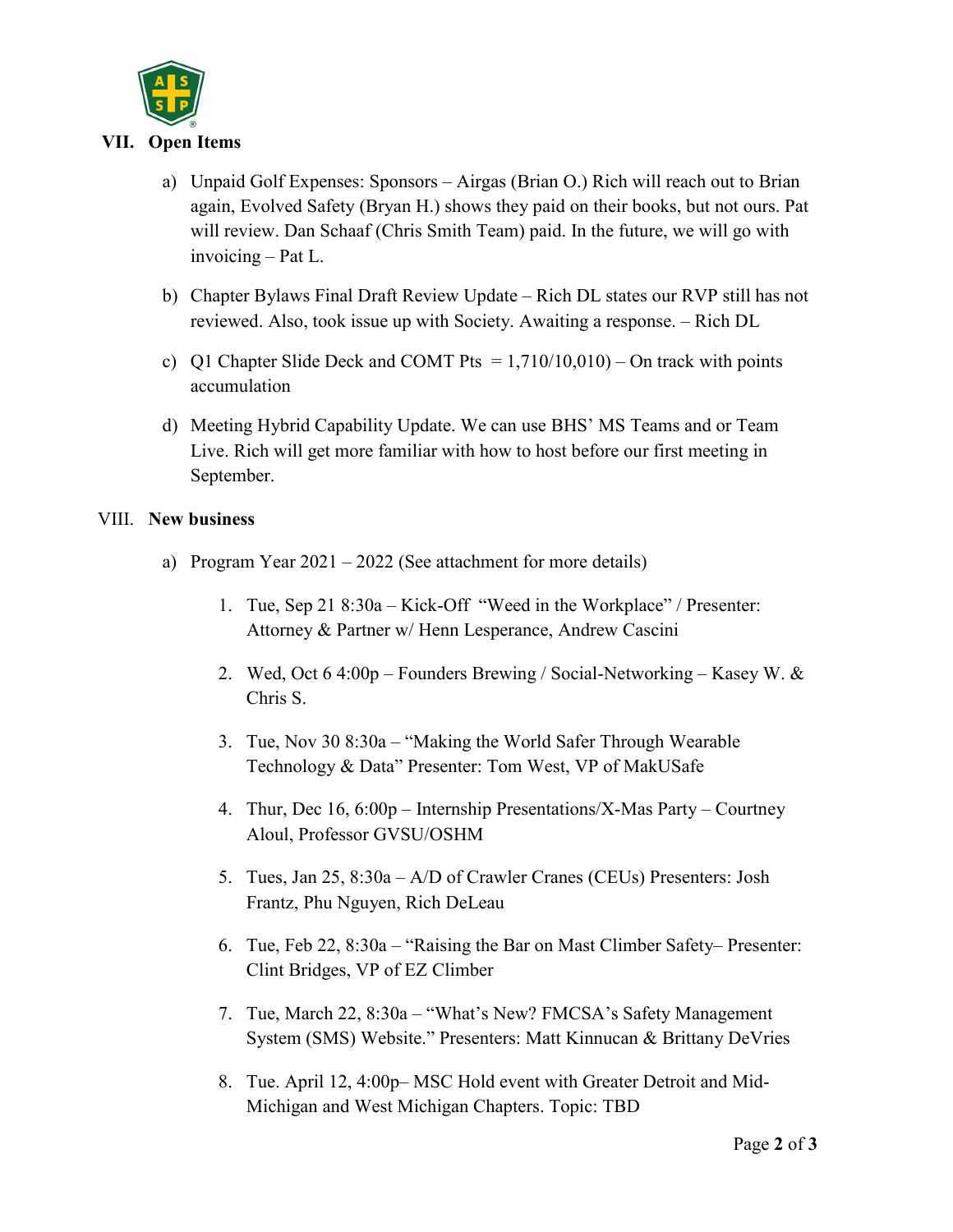## VII. Open Items

a) Unpaid Golf Expenses: Sponsors – Airgas (Brian O.) Rich will reach out to Brian again, Evolved Safety (Bryan H.) shows they paid on their books, but not ours. Pat will review. Dan Schaaf (Chris Smith Team) paid. In the future, we will go with invoicing – Pat L.

b) Chapter Bylaws Final Draft Review Update – Rich DL states our RVP still has not reviewed. Also, took issue up with Society. Awaiting a response. – Rich DL

c) Q1 Chapter Slide Deck and COMT Pts = 1,710/10,010) – On track with points accumulation

d) Meeting Hybrid Capability Update. We can use BHS' MS Teams and or Team Live. Rich will get more familiar with how to host before our first meeting in September.

## VIII. New business

a) Program Year 2021 – 2022 (See attachment for more details)

1. Tue, Sep 21 8:30a – Kick-Off "Weed in the Workplace" / Presenter: Attorney & Partner w/ Henn Lesperance, Andrew Cascini
2. Wed, Oct 6 4:00p – Founders Brewing / Social-Networking – Kasey W. & Chris S.
3. Tue, Nov 30 8:30a – "Making the World Safer Through Wearable Technology & Data" Presenter: Tom West, VP of MakUSafe
4. Thur, Dec 16, 6:00p – Internship Presentations/X-Mas Party – Courtney Aloul, Professor GVSU/OSHM
5. Tues, Jan 25, 8:30a – A/D of Crawler Cranes (CEUs) Presenters: Josh Frantz, Phu Nguyen, Rich DeLeau
6. Tue, Feb 22, 8:30a – "Raising the Bar on Mast Climber Safety– Presenter: Clint Bridges, VP of EZ Climber
7. Tue, March 22, 8:30a – "What's New? FMCSA's Safety Management System (SMS) Website." Presenters: Matt Kinnucan & Brittany DeVries
8. Tue. April 12, 4:00p– MSC Hold event with Greater Detroit and Mid-Michigan and West Michigan Chapters. Topic: TBD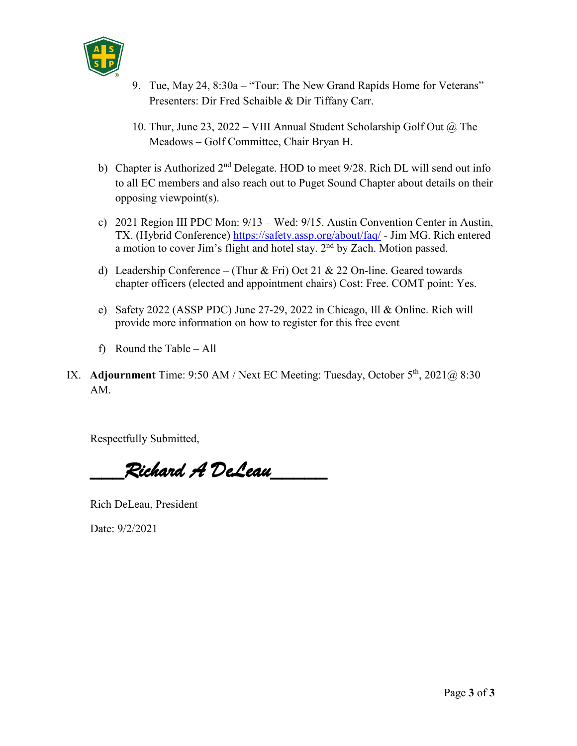9. Tue, May 24, 8:30a – "Tour: The New Grand Rapids Home for Veterans" Presenters: Dir Fred Schaible & Dir Tiffany Carr.

10. Thur, June 23, 2022 – VIII Annual Student Scholarship Golf Out @ The Meadows – Golf Committee, Chair Bryan H.

b) Chapter is Authorized 2nd Delegate. HOD to meet 9/28. Rich DL will send out info to all EC members and also reach out to Puget Sound Chapter about details on their opposing viewpoint(s).

c) 2021 Region III PDC Mon: 9/13 – Wed: 9/15. Austin Convention Center in Austin, TX. (Hybrid Conference) https://safety.assp.org/about/faq/ - Jim MG. Rich entered a motion to cover Jim's flight and hotel stay. 2nd by Zach. Motion passed.

d) Leadership Conference – (Thur & Fri) Oct 21 & 22 On-line. Geared towards chapter officers (elected and appointment chairs) Cost: Free. COMT point: Yes.

e) Safety 2022 (ASSP PDC) June 27-29, 2022 in Chicago, Ill & Online. Rich will provide more information on how to register for this free event

f) Round the Table – All

IX. **Adjournment** Time: 9:50 AM / Next EC Meeting: Tuesday, October 5th, 2021@ 8:30 AM.

Respectfully Submitted,

*___Richard A DeLeau______*

Rich DeLeau, President

Date: 9/2/2021